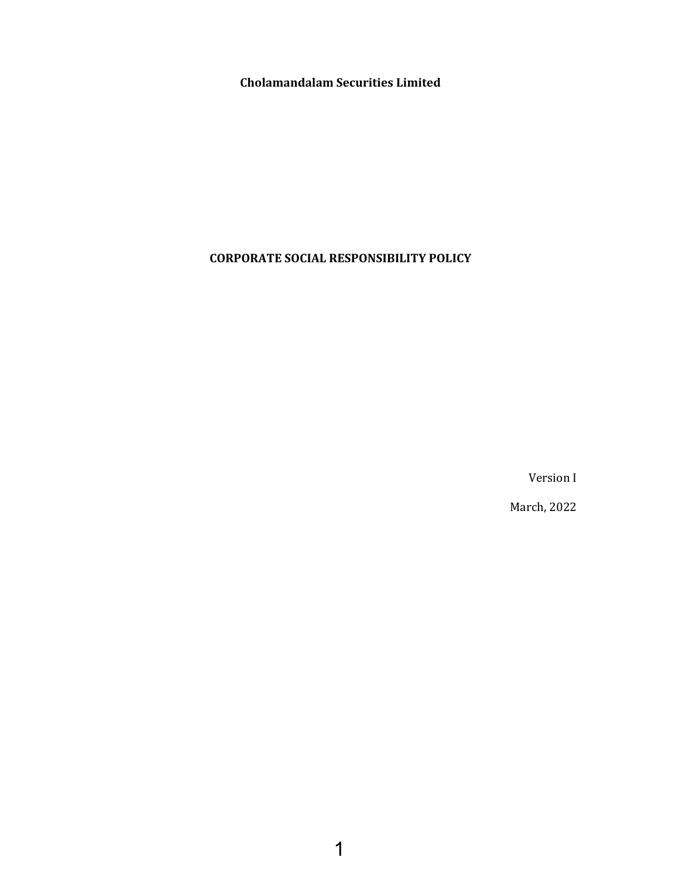**Cholamandalam Securities Limited**

# CORPORATE SOCIAL RESPONSIBILITY POLICY

Version I

March, 2022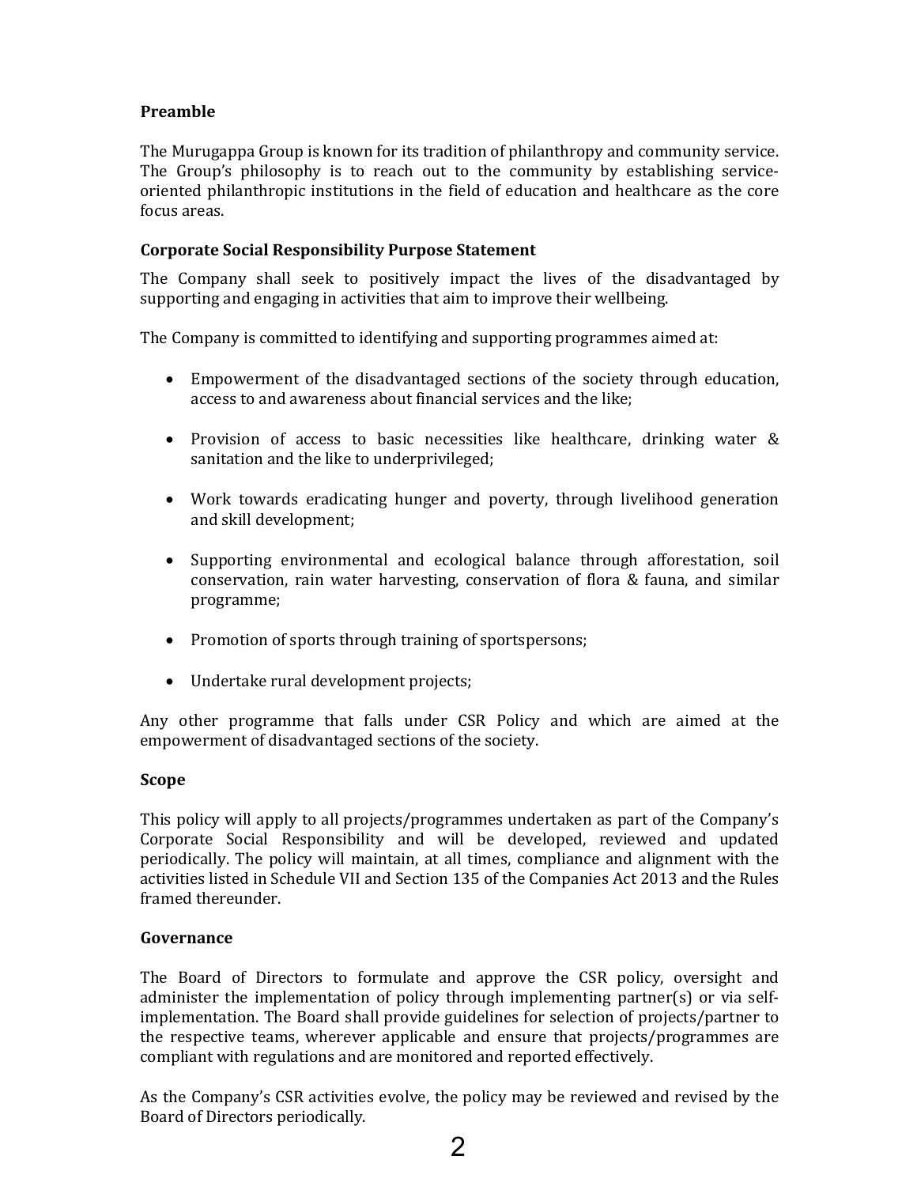## Preamble

The Murugappa Group is known for its tradition of philanthropy and community service. The Group's philosophy is to reach out to the community by establishing service-oriented philanthropic institutions in the field of education and healthcare as the core focus areas.

## Corporate Social Responsibility Purpose Statement

The Company shall seek to positively impact the lives of the disadvantaged by supporting and engaging in activities that aim to improve their wellbeing.

The Company is committed to identifying and supporting programmes aimed at:

- Empowerment of the disadvantaged sections of the society through education, access to and awareness about financial services and the like;
- Provision of access to basic necessities like healthcare, drinking water & sanitation and the like to underprivileged;
- Work towards eradicating hunger and poverty, through livelihood generation and skill development;
- Supporting environmental and ecological balance through afforestation, soil conservation, rain water harvesting, conservation of flora & fauna, and similar programme;
- Promotion of sports through training of sportspersons;
- Undertake rural development projects;

Any other programme that falls under CSR Policy and which are aimed at the empowerment of disadvantaged sections of the society.

## Scope

This policy will apply to all projects/programmes undertaken as part of the Company's Corporate Social Responsibility and will be developed, reviewed and updated periodically. The policy will maintain, at all times, compliance and alignment with the activities listed in Schedule VII and Section 135 of the Companies Act 2013 and the Rules framed thereunder.

## Governance

The Board of Directors to formulate and approve the CSR policy, oversight and administer the implementation of policy through implementing partner(s) or via self-implementation. The Board shall provide guidelines for selection of projects/partner to the respective teams, wherever applicable and ensure that projects/programmes are compliant with regulations and are monitored and reported effectively.

As the Company's CSR activities evolve, the policy may be reviewed and revised by the Board of Directors periodically.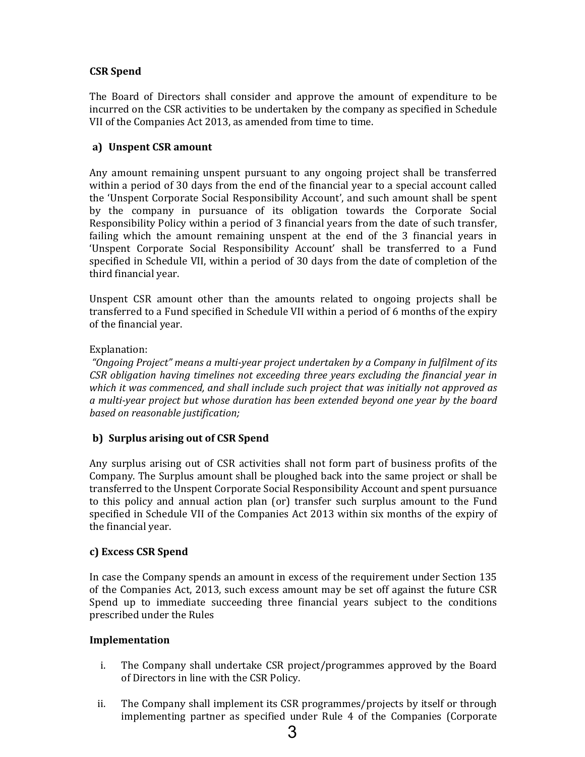## CSR Spend

The Board of Directors shall consider and approve the amount of expenditure to be incurred on the CSR activities to be undertaken by the company as specified in Schedule VII of the Companies Act 2013, as amended from time to time.

### a) Unspent CSR amount

Any amount remaining unspent pursuant to any ongoing project shall be transferred within a period of 30 days from the end of the financial year to a special account called the 'Unspent Corporate Social Responsibility Account', and such amount shall be spent by the company in pursuance of its obligation towards the Corporate Social Responsibility Policy within a period of 3 financial years from the date of such transfer, failing which the amount remaining unspent at the end of the 3 financial years in 'Unspent Corporate Social Responsibility Account' shall be transferred to a Fund specified in Schedule VII, within a period of 30 days from the date of completion of the third financial year.

Unspent CSR amount other than the amounts related to ongoing projects shall be transferred to a Fund specified in Schedule VII within a period of 6 months of the expiry of the financial year.

Explanation:
*"Ongoing Project" means a multi-year project undertaken by a Company in fulfilment of its CSR obligation having timelines not exceeding three years excluding the financial year in which it was commenced, and shall include such project that was initially not approved as a multi-year project but whose duration has been extended beyond one year by the board based on reasonable justification;*

### b) Surplus arising out of CSR Spend

Any surplus arising out of CSR activities shall not form part of business profits of the Company. The Surplus amount shall be ploughed back into the same project or shall be transferred to the Unspent Corporate Social Responsibility Account and spent pursuance to this policy and annual action plan (or) transfer such surplus amount to the Fund specified in Schedule VII of the Companies Act 2013 within six months of the expiry of the financial year.

### c) Excess CSR Spend

In case the Company spends an amount in excess of the requirement under Section 135 of the Companies Act, 2013, such excess amount may be set off against the future CSR Spend up to immediate succeeding three financial years subject to the conditions prescribed under the Rules

## Implementation

i. The Company shall undertake CSR project/programmes approved by the Board of Directors in line with the CSR Policy.

ii. The Company shall implement its CSR programmes/projects by itself or through implementing partner as specified under Rule 4 of the Companies (Corporate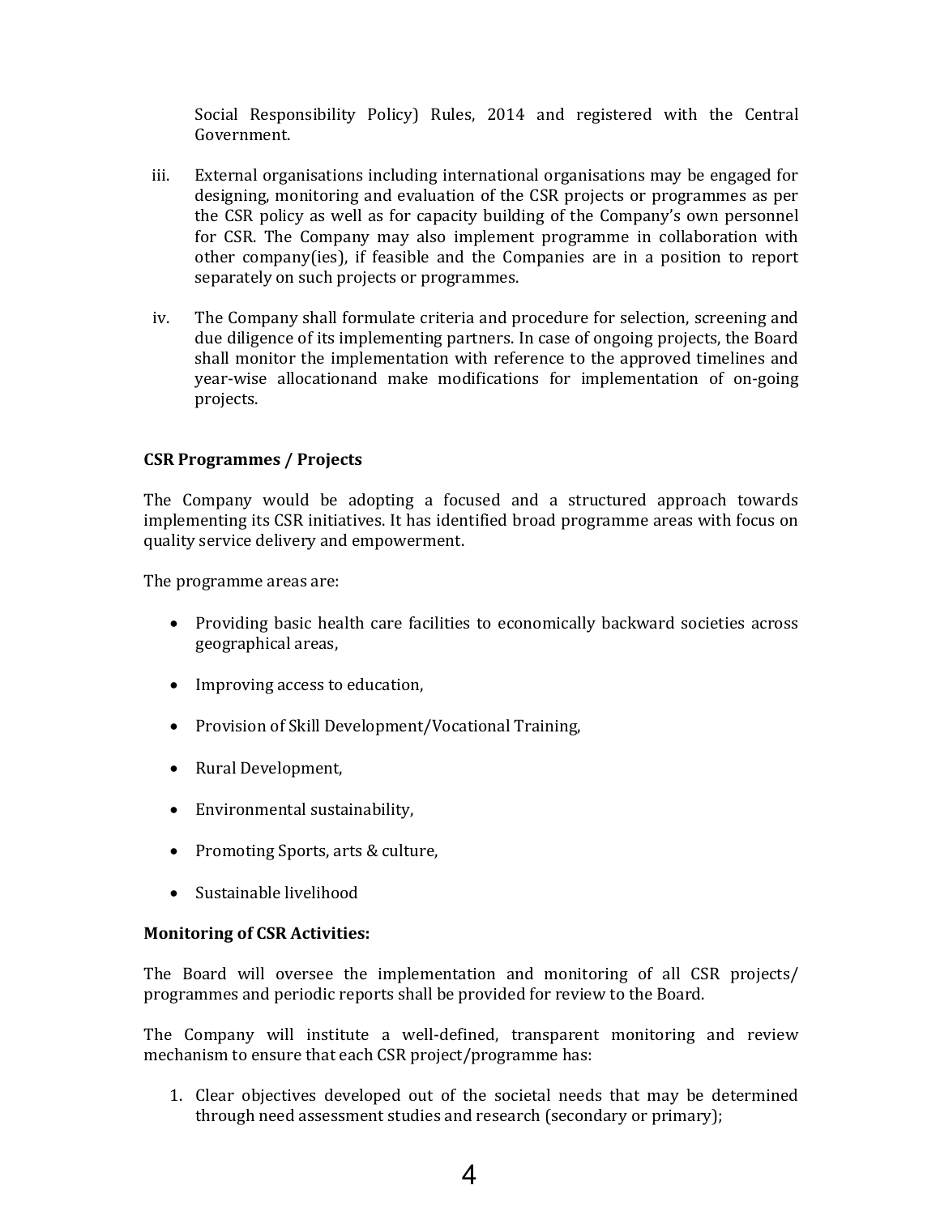Social Responsibility Policy) Rules, 2014 and registered with the Central Government.

iii. External organisations including international organisations may be engaged for designing, monitoring and evaluation of the CSR projects or programmes as per the CSR policy as well as for capacity building of the Company's own personnel for CSR. The Company may also implement programme in collaboration with other company(ies), if feasible and the Companies are in a position to report separately on such projects or programmes.

iv. The Company shall formulate criteria and procedure for selection, screening and due diligence of its implementing partners. In case of ongoing projects, the Board shall monitor the implementation with reference to the approved timelines and year-wise allocationand make modifications for implementation of on-going projects.

**CSR Programmes / Projects**

The Company would be adopting a focused and a structured approach towards implementing its CSR initiatives. It has identified broad programme areas with focus on quality service delivery and empowerment.

The programme areas are:

- Providing basic health care facilities to economically backward societies across geographical areas,
- Improving access to education,
- Provision of Skill Development/Vocational Training,
- Rural Development,
- Environmental sustainability,
- Promoting Sports, arts & culture,
- Sustainable livelihood

**Monitoring of CSR Activities:**

The Board will oversee the implementation and monitoring of all CSR projects/ programmes and periodic reports shall be provided for review to the Board.

The Company will institute a well-defined, transparent monitoring and review mechanism to ensure that each CSR project/programme has:

1. Clear objectives developed out of the societal needs that may be determined through need assessment studies and research (secondary or primary);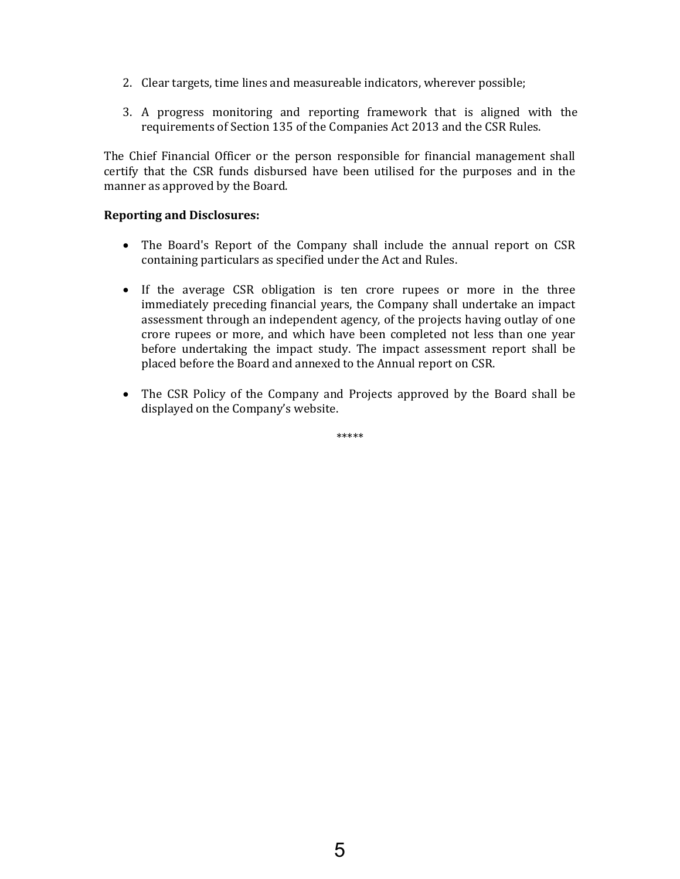2. Clear targets, time lines and measureable indicators, wherever possible;

3. A progress monitoring and reporting framework that is aligned with the requirements of Section 135 of the Companies Act 2013 and the CSR Rules.

The Chief Financial Officer or the person responsible for financial management shall certify that the CSR funds disbursed have been utilised for the purposes and in the manner as approved by the Board.

**Reporting and Disclosures:**

- The Board's Report of the Company shall include the annual report on CSR containing particulars as specified under the Act and Rules.

- If the average CSR obligation is ten crore rupees or more in the three immediately preceding financial years, the Company shall undertake an impact assessment through an independent agency, of the projects having outlay of one crore rupees or more, and which have been completed not less than one year before undertaking the impact study. The impact assessment report shall be placed before the Board and annexed to the Annual report on CSR.

- The CSR Policy of the Company and Projects approved by the Board shall be displayed on the Company's website.

*****